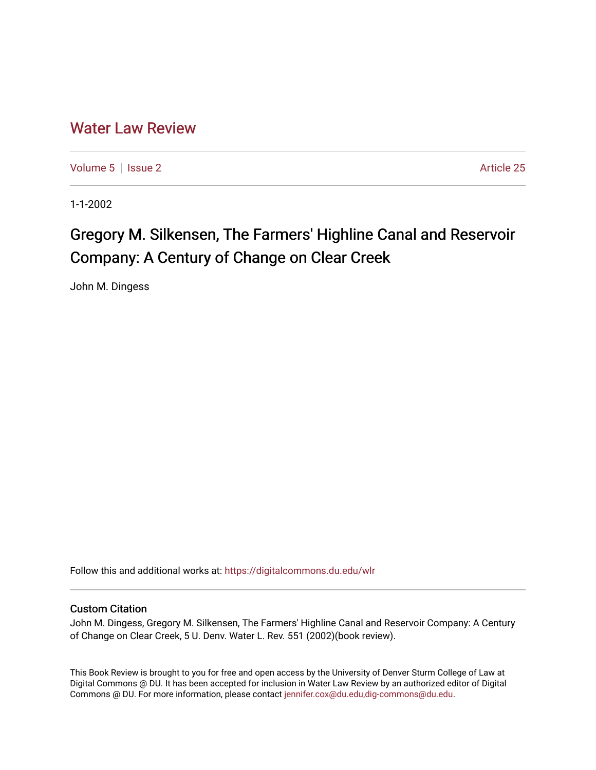# Water Law Review

Volume 5 | Issue 2 Article 25

1-1-2002

## Gregory M. Silkensen, The Farmers' Highline Canal and Reservoir Company: A Century of Change on Clear Creek

John M. Dingess

Follow this and additional works at: https://digitalcommons.du.edu/wlr

### Custom Citation

John M. Dingess, Gregory M. Silkensen, The Farmers' Highline Canal and Reservoir Company: A Century of Change on Clear Creek, 5 U. Denv. Water L. Rev. 551 (2002)(book review).

This Book Review is brought to you for free and open access by the University of Denver Sturm College of Law at Digital Commons @ DU. It has been accepted for inclusion in Water Law Review by an authorized editor of Digital Commons @ DU. For more information, please contact jennifer.cox@du.edu,dig-commons@du.edu.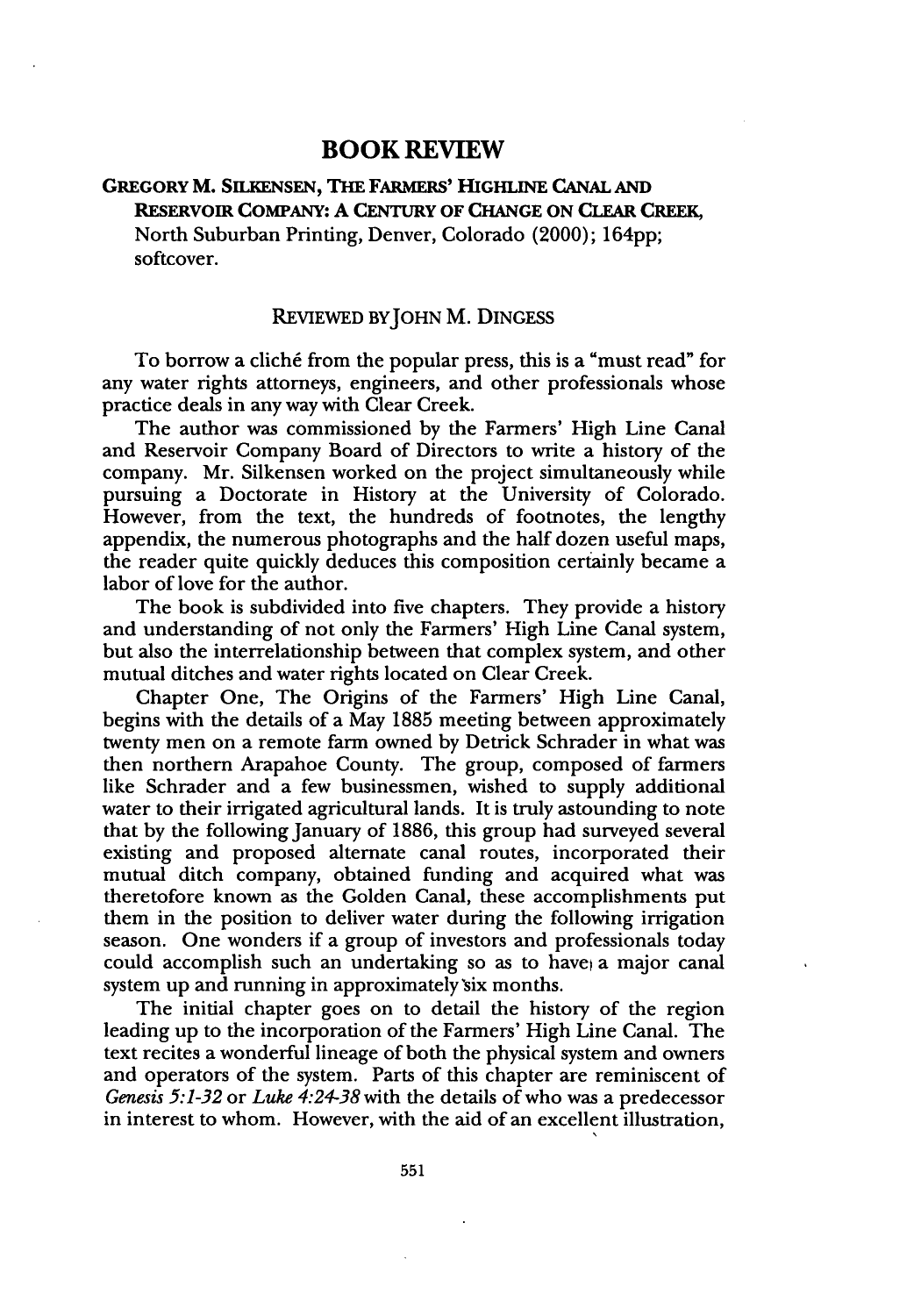# BOOK REVIEW

**GREGORY M. SILKENSEN, THE FARMERS' HIGHLINE CANAL AND RESERVOIR COMPANY: A CENTURY OF CHANGE ON CLEAR CREEK,** North Suburban Printing, Denver, Colorado (2000); 164pp; softcover.

REVIEWED BY JOHN M. DINGESS

To borrow a cliché from the popular press, this is a "must read" for any water rights attorneys, engineers, and other professionals whose practice deals in any way with Clear Creek.

The author was commissioned by the Farmers' High Line Canal and Reservoir Company Board of Directors to write a history of the company. Mr. Silkensen worked on the project simultaneously while pursuing a Doctorate in History at the University of Colorado. However, from the text, the hundreds of footnotes, the lengthy appendix, the numerous photographs and the half dozen useful maps, the reader quite quickly deduces this composition certainly became a labor of love for the author.

The book is subdivided into five chapters. They provide a history and understanding of not only the Farmers' High Line Canal system, but also the interrelationship between that complex system, and other mutual ditches and water rights located on Clear Creek.

Chapter One, The Origins of the Farmers' High Line Canal, begins with the details of a May 1885 meeting between approximately twenty men on a remote farm owned by Detrick Schrader in what was then northern Arapahoe County. The group, composed of farmers like Schrader and a few businessmen, wished to supply additional water to their irrigated agricultural lands. It is truly astounding to note that by the following January of 1886, this group had surveyed several existing and proposed alternate canal routes, incorporated their mutual ditch company, obtained funding and acquired what was theretofore known as the Golden Canal, these accomplishments put them in the position to deliver water during the following irrigation season. One wonders if a group of investors and professionals today could accomplish such an undertaking so as to have a major canal system up and running in approximately six months.

The initial chapter goes on to detail the history of the region leading up to the incorporation of the Farmers' High Line Canal. The text recites a wonderful lineage of both the physical system and owners and operators of the system. Parts of this chapter are reminiscent of *Genesis 5:1-32* or *Luke 4:24-38* with the details of who was a predecessor in interest to whom. However, with the aid of an excellent illustration,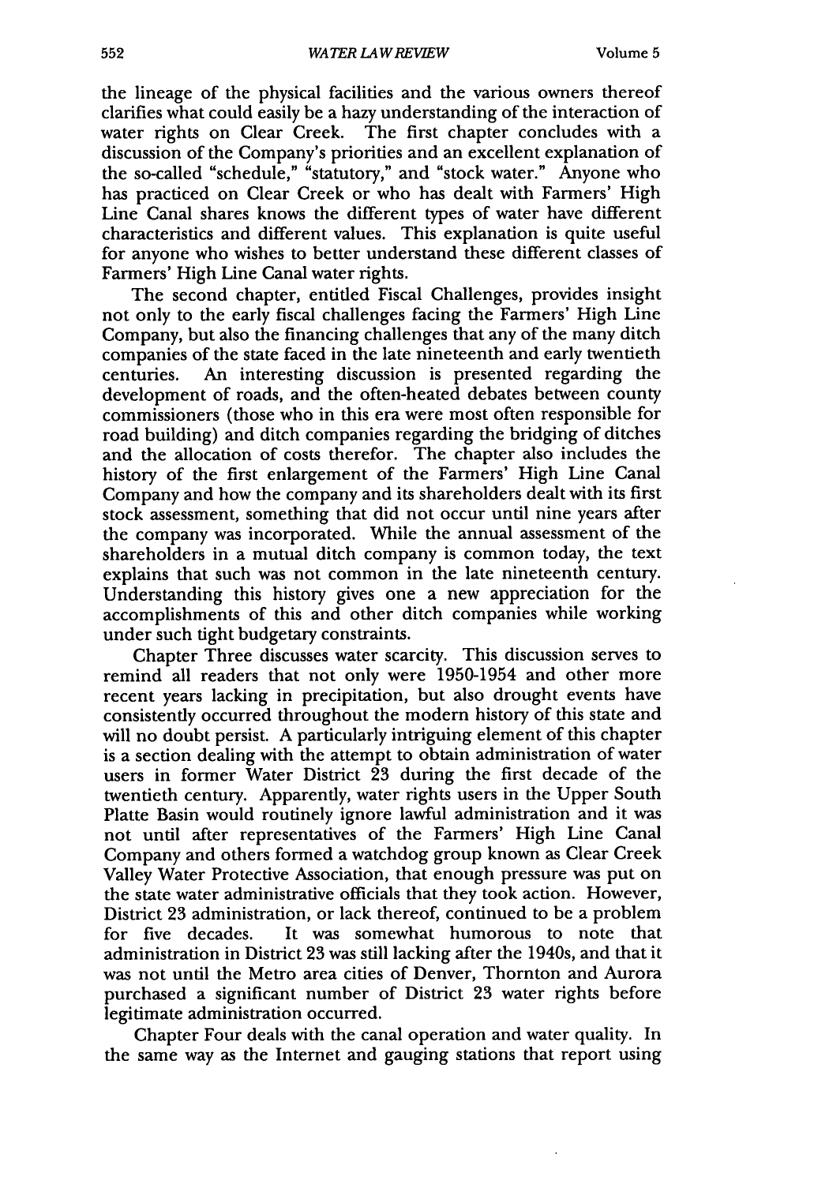the lineage of the physical facilities and the various owners thereof clarifies what could easily be a hazy understanding of the interaction of water rights on Clear Creek. The first chapter concludes with a discussion of the Company's priorities and an excellent explanation of the so-called "schedule," "statutory," and "stock water." Anyone who has practiced on Clear Creek or who has dealt with Farmers' High Line Canal shares knows the different types of water have different characteristics and different values. This explanation is quite useful for anyone who wishes to better understand these different classes of Farmers' High Line Canal water rights.

The second chapter, entitled Fiscal Challenges, provides insight not only to the early fiscal challenges facing the Farmers' High Line Company, but also the financing challenges that any of the many ditch companies of the state faced in the late nineteenth and early twentieth centuries. An interesting discussion is presented regarding the development of roads, and the often-heated debates between county commissioners (those who in this era were most often responsible for road building) and ditch companies regarding the bridging of ditches and the allocation of costs therefor. The chapter also includes the history of the first enlargement of the Farmers' High Line Canal Company and how the company and its shareholders dealt with its first stock assessment, something that did not occur until nine years after the company was incorporated. While the annual assessment of the shareholders in a mutual ditch company is common today, the text explains that such was not common in the late nineteenth century. Understanding this history gives one a new appreciation for the accomplishments of this and other ditch companies while working under such tight budgetary constraints.

Chapter Three discusses water scarcity. This discussion serves to remind all readers that not only were 1950-1954 and other more recent years lacking in precipitation, but also drought events have consistently occurred throughout the modern history of this state and will no doubt persist. A particularly intriguing element of this chapter is a section dealing with the attempt to obtain administration of water users in former Water District 23 during the first decade of the twentieth century. Apparently, water rights users in the Upper South Platte Basin would routinely ignore lawful administration and it was not until after representatives of the Farmers' High Line Canal Company and others formed a watchdog group known as Clear Creek Valley Water Protective Association, that enough pressure was put on the state water administrative officials that they took action. However, District 23 administration, or lack thereof, continued to be a problem for five decades. It was somewhat humorous to note that administration in District 23 was still lacking after the 1940s, and that it was not until the Metro area cities of Denver, Thornton and Aurora purchased a significant number of District 23 water rights before legitimate administration occurred.

Chapter Four deals with the canal operation and water quality. In the same way as the Internet and gauging stations that report using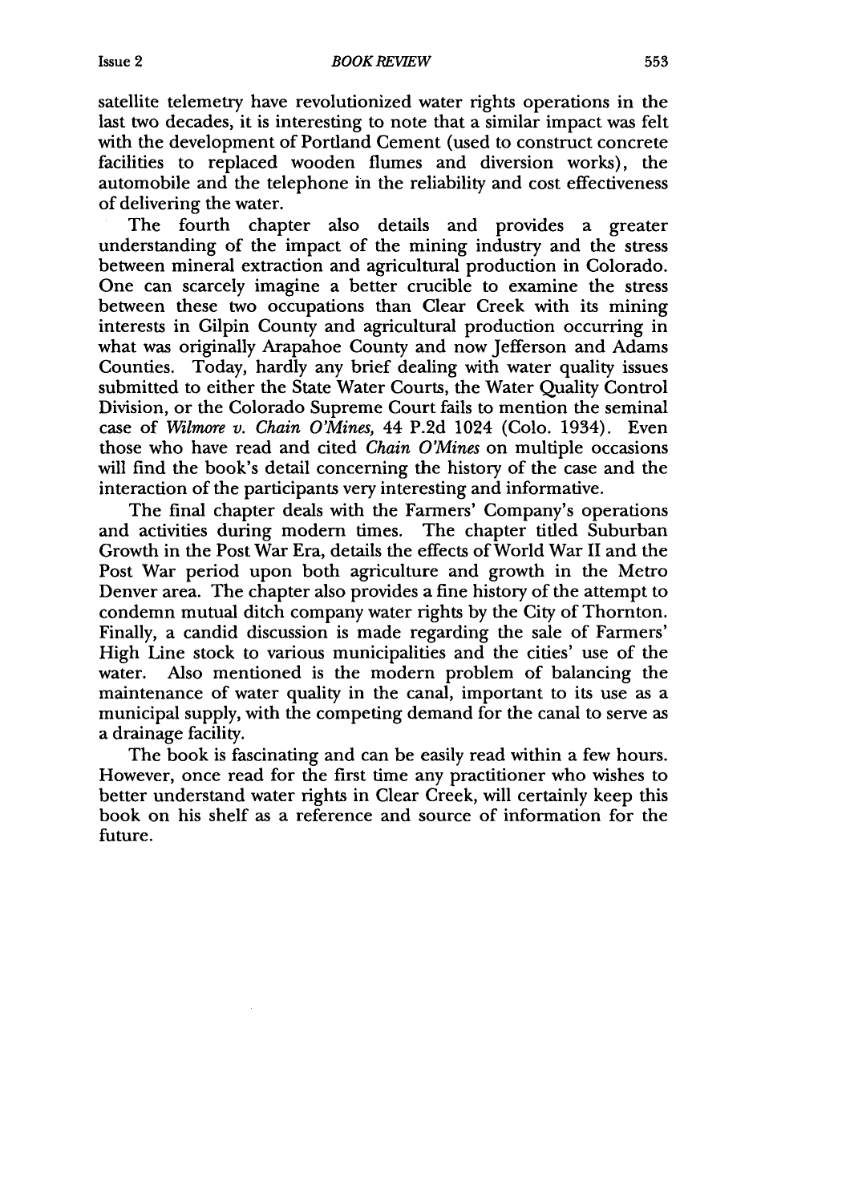satellite telemetry have revolutionized water rights operations in the last two decades, it is interesting to note that a similar impact was felt with the development of Portland Cement (used to construct concrete facilities to replaced wooden flumes and diversion works), the automobile and the telephone in the reliability and cost effectiveness of delivering the water.

The fourth chapter also details and provides a greater understanding of the impact of the mining industry and the stress between mineral extraction and agricultural production in Colorado. One can scarcely imagine a better crucible to examine the stress between these two occupations than Clear Creek with its mining interests in Gilpin County and agricultural production occurring in what was originally Arapahoe County and now Jefferson and Adams Counties. Today, hardly any brief dealing with water quality issues submitted to either the State Water Courts, the Water Quality Control Division, or the Colorado Supreme Court fails to mention the seminal case of *Wilmore v. Chain O'Mines*, 44 P.2d 1024 (Colo. 1934). Even those who have read and cited *Chain O'Mines* on multiple occasions will find the book's detail concerning the history of the case and the interaction of the participants very interesting and informative.

The final chapter deals with the Farmers' Company's operations and activities during modern times. The chapter titled Suburban Growth in the Post War Era, details the effects of World War II and the Post War period upon both agriculture and growth in the Metro Denver area. The chapter also provides a fine history of the attempt to condemn mutual ditch company water rights by the City of Thornton. Finally, a candid discussion is made regarding the sale of Farmers' High Line stock to various municipalities and the cities' use of the water. Also mentioned is the modern problem of balancing the maintenance of water quality in the canal, important to its use as a municipal supply, with the competing demand for the canal to serve as a drainage facility.

The book is fascinating and can be easily read within a few hours. However, once read for the first time any practitioner who wishes to better understand water rights in Clear Creek, will certainly keep this book on his shelf as a reference and source of information for the future.